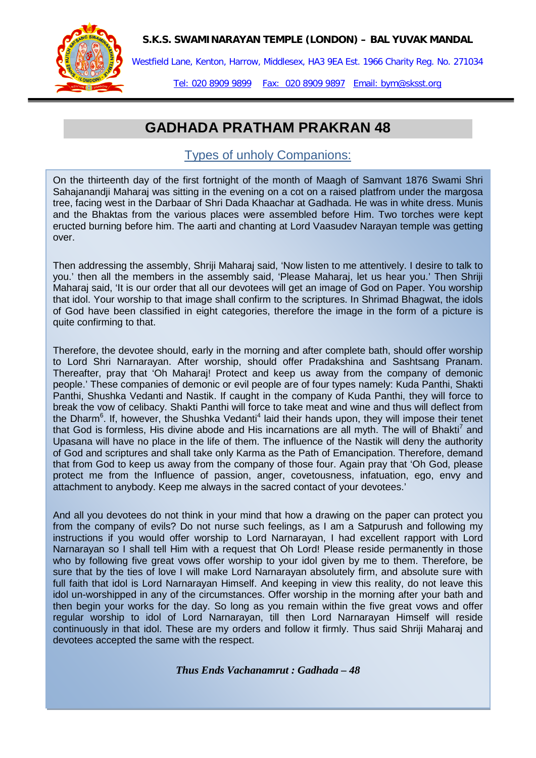**S.K.S. SWAMINARAYAN TEMPLE (LONDON) – BAL YUVAK MANDAL**

Westfield Lane, Kenton, Harrow, Middlesex, HA3 9EA Est. 1966 Charity Reg. No. 271034

Tel: 020 8909 9899 Fax: 020 8909 9897 Email: bym@sksst.org

# GADHADA PRATHAM PRAKRAN 48

## Types of unholy Companions:

On the thirteenth day of the first fortnight of the month of Maagh of Samvant 1876 Swami Shri Sahajanandji Maharaj was sitting in the evening on a cot on a raised platfrom under the margosa tree, facing west in the Darbaar of Shri Dada Khaachar at Gadhada. He was in white dress. Munis and the Bhaktas from the various places were assembled before Him. Two torches were kept eructed burning before him. The aarti and chanting at Lord Vaasudev Narayan temple was getting over.

Then addressing the assembly, Shriji Maharaj said, 'Now listen to me attentively. I desire to talk to you.' then all the members in the assembly said, 'Please Maharaj, let us hear you.' Then Shriji Maharaj said, 'It is our order that all our devotees will get an image of God on Paper. You worship that idol. Your worship to that image shall confirm to the scriptures. In Shrimad Bhagwat, the idols of God have been classified in eight categories, therefore the image in the form of a picture is quite confirming to that.

Therefore, the devotee should, early in the morning and after complete bath, should offer worship to Lord Shri Narnarayan. After worship, should offer Pradakshina and Sashtsang Pranam. Thereafter, pray that 'Oh Maharaj! Protect and keep us away from the company of demonic people.' These companies of demonic or evil people are of four types namely: Kuda Panthi, Shakti Panthi, Shushka Vedanti and Nastik. If caught in the company of Kuda Panthi, they will force to break the vow of celibacy. Shakti Panthi will force to take meat and wine and thus will deflect from the Dharm[6]. If, however, the Shushka Vedanti[4] laid their hands upon, they will impose their tenet that God is formless, His divine abode and His incarnations are all myth. The will of Bhakti[7] and Upasana will have no place in the life of them. The influence of the Nastik will deny the authority of God and scriptures and shall take only Karma as the Path of Emancipation. Therefore, demand that from God to keep us away from the company of those four. Again pray that 'Oh God, please protect me from the Influence of passion, anger, covetousness, infatuation, ego, envy and attachment to anybody. Keep me always in the sacred contact of your devotees.'

And all you devotees do not think in your mind that how a drawing on the paper can protect you from the company of evils? Do not nurse such feelings, as I am a Satpurush and following my instructions if you would offer worship to Lord Narnarayan, I had excellent rapport with Lord Narnarayan so I shall tell Him with a request that Oh Lord! Please reside permanently in those who by following five great vows offer worship to your idol given by me to them. Therefore, be sure that by the ties of love I will make Lord Narnarayan absolutely firm, and absolute sure with full faith that idol is Lord Narnarayan Himself. And keeping in view this reality, do not leave this idol un-worshipped in any of the circumstances. Offer worship in the morning after your bath and then begin your works for the day. So long as you remain within the five great vows and offer regular worship to idol of Lord Narnarayan, till then Lord Narnarayan Himself will reside continuously in that idol. These are my orders and follow it firmly. Thus said Shriji Maharaj and devotees accepted the same with the respect.

***Thus Ends Vachanamrut : Gadhada – 48***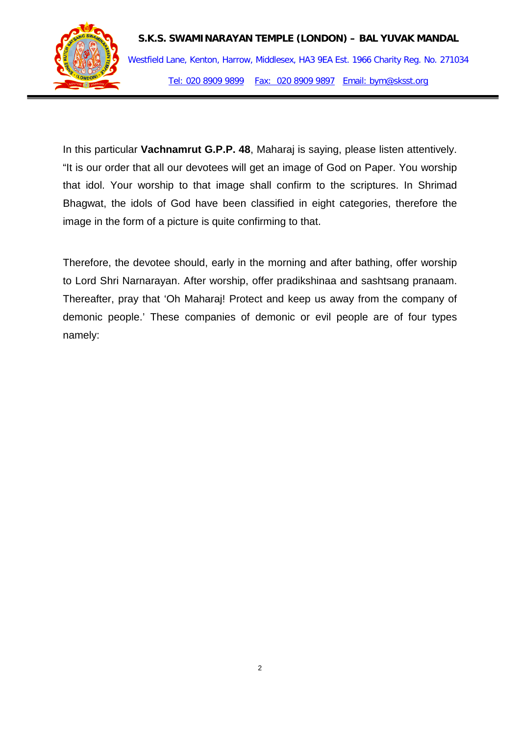In this particular **Vachnamrut G.P.P. 48**, Maharaj is saying, please listen attentively. “It is our order that all our devotees will get an image of God on Paper. You worship that idol. Your worship to that image shall confirm to the scriptures. In Shrimad Bhagwat, the idols of God have been classified in eight categories, therefore the image in the form of a picture is quite confirming to that.

Therefore, the devotee should, early in the morning and after bathing, offer worship to Lord Shri Narnarayan. After worship, offer pradikshinaa and sashtsang pranaam. Thereafter, pray that ‘Oh Maharaj! Protect and keep us away from the company of demonic people.’ These companies of demonic or evil people are of four types namely: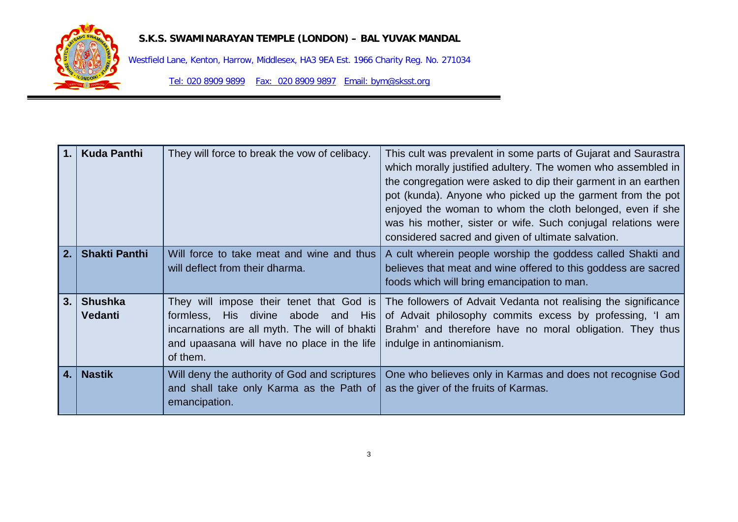| 1. | **Kuda Panthi** | They will force to break the vow of celibacy. | This cult was prevalent in some parts of Gujarat and Saurastra which morally justified adultery. The women who assembled in the congregation were asked to dip their garment in an earthen pot (kunda). Anyone who picked up the garment from the pot enjoyed the woman to whom the cloth belonged, even if she was his mother, sister or wife. Such conjugal relations were considered sacred and given of ultimate salvation. |
|---|---|---|---|
| 2. | **Shakti Panthi** | Will force to take meat and wine and thus will deflect from their dharma. | A cult wherein people worship the goddess called Shakti and believes that meat and wine offered to this goddess are sacred foods which will bring emancipation to man. |
| 3. | **Shushka Vedanti** | They will impose their tenet that God is formless, His divine abode and His incarnations are all myth. The will of bhakti and upaasana will have no place in the life of them. | The followers of Advait Vedanta not realising the significance of Advait philosophy commits excess by professing, 'I am Brahm' and therefore have no moral obligation. They thus indulge in antinomianism. |
| 4. | **Nastik** | Will deny the authority of God and scriptures and shall take only Karma as the Path of emancipation. | One who believes only in Karmas and does not recognise God as the giver of the fruits of Karmas. |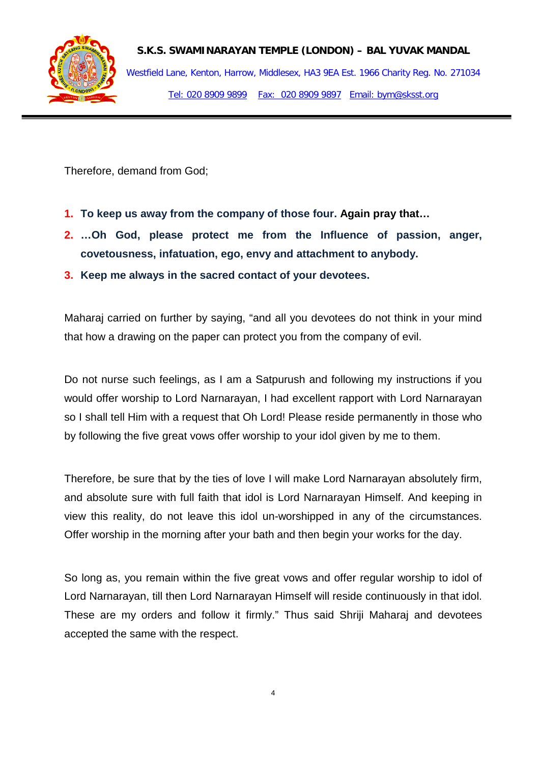Therefore, demand from God;

1. **To keep us away from the company of those four. Again pray that…**
2. **…Oh God, please protect me from the Influence of passion, anger, covetousness, infatuation, ego, envy and attachment to anybody.**
3. **Keep me always in the sacred contact of your devotees.**

Maharaj carried on further by saying, "and all you devotees do not think in your mind that how a drawing on the paper can protect you from the company of evil.

Do not nurse such feelings, as I am a Satpurush and following my instructions if you would offer worship to Lord Narnarayan, I had excellent rapport with Lord Narnarayan so I shall tell Him with a request that Oh Lord! Please reside permanently in those who by following the five great vows offer worship to your idol given by me to them.

Therefore, be sure that by the ties of love I will make Lord Narnarayan absolutely firm, and absolute sure with full faith that idol is Lord Narnarayan Himself. And keeping in view this reality, do not leave this idol un-worshipped in any of the circumstances. Offer worship in the morning after your bath and then begin your works for the day.

So long as, you remain within the five great vows and offer regular worship to idol of Lord Narnarayan, till then Lord Narnarayan Himself will reside continuously in that idol. These are my orders and follow it firmly." Thus said Shriji Maharaj and devotees accepted the same with the respect.